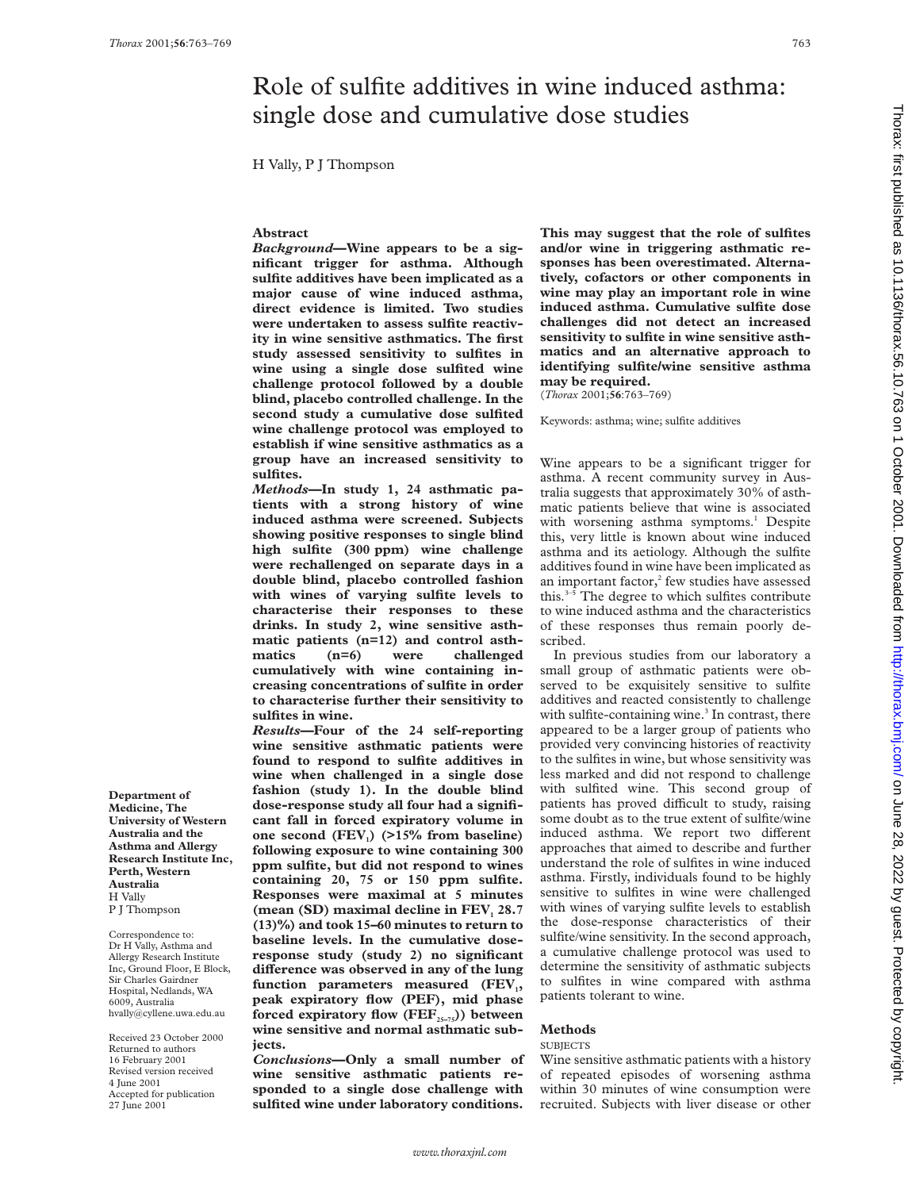# Role of sulfite additives in wine induced asthma: single dose and cumulative dose studies

H Vally, P J Thompson

Department of Medicine, The University of Western Australia and the Asthma and Allergy Research Institute Inc, Perth, Western Australia
H Vally
P J Thompson

Correspondence to: Dr H Vally, Asthma and Allergy Research Institute Inc, Ground Floor, E Block, Sir Charles Gairdner Hospital, Nedlands, WA 6009, Australia
hvally@cyllene.uwa.edu.au

Received 23 October 2000
Returned to authors 16 February 2001
Revised version received 4 June 2001
Accepted for publication 27 June 2001

## Abstract

***Background*—Wine appears to be a significant trigger for asthma. Although sulfite additives have been implicated as a major cause of wine induced asthma, direct evidence is limited. Two studies were undertaken to assess sulfite reactivity in wine sensitive asthmatics. The first study assessed sensitivity to sulfites in wine using a single dose sulfited wine challenge protocol followed by a double blind, placebo controlled challenge. In the second study a cumulative dose sulfited wine challenge protocol was employed to establish if wine sensitive asthmatics as a group have an increased sensitivity to sulfites.**

***Methods*—In study 1, 24 asthmatic patients with a strong history of wine induced asthma were screened. Subjects showing positive responses to single blind high sulfite (300 ppm) wine challenge were rechallenged on separate days in a double blind, placebo controlled fashion with wines of varying sulfite levels to characterise their responses to these drinks. In study 2, wine sensitive asthmatic patients (n=12) and control asthmatics (n=6) were challenged cumulatively with wine containing increasing concentrations of sulfite in order to characterise further their sensitivity to sulfites in wine.**

***Results*—Four of the 24 self-reporting wine sensitive asthmatic patients were found to respond to sulfite additives in wine when challenged in a single dose fashion (study 1). In the double blind dose-response study all four had a significant fall in forced expiratory volume in one second ($FEV_1$) (>15% from baseline) following exposure to wine containing 300 ppm sulfite, but did not respond to wines containing 20, 75 or 150 ppm sulfite. Responses were maximal at 5 minutes (mean (SD) maximal decline in $FEV_1$ 28.7 (13)%) and took 15–60 minutes to return to baseline levels. In the cumulative dose-response study (study 2) no significant difference was observed in any of the lung function parameters measured ($FEV_1$, peak expiratory flow (PEF), mid phase forced expiratory flow ($FEF_{25-75}$)) between wine sensitive and normal asthmatic subjects.**

***Conclusions*—Only a small number of wine sensitive asthmatic patients responded to a single dose challenge with sulfited wine under laboratory conditions. This may suggest that the role of sulfites and/or wine in triggering asthmatic responses has been overestimated. Alternatively, cofactors or other components in wine may play an important role in wine induced asthma. Cumulative sulfite dose challenges did not detect an increased sensitivity to sulfite in wine sensitive asthmatics and an alternative approach to identifying sulfite/wine sensitive asthma may be required.**

(*Thorax* 2001;**56**:763–769)

Keywords: asthma; wine; sulfite additives

Wine appears to be a significant trigger for asthma. A recent community survey in Australia suggests that approximately 30% of asthmatic patients believe that wine is associated with worsening asthma symptoms.[1] Despite this, very little is known about wine induced asthma and its aetiology. Although the sulfite additives found in wine have been implicated as an important factor,[2] few studies have assessed this.[3–5] The degree to which sulfites contribute to wine induced asthma and the characteristics of these responses thus remain poorly described.

In previous studies from our laboratory a small group of asthmatic patients were observed to be exquisitely sensitive to sulfite additives and reacted consistently to challenge with sulfite-containing wine.[3] In contrast, there appeared to be a larger group of patients who provided very convincing histories of reactivity to the sulfites in wine, but whose sensitivity was less marked and did not respond to challenge with sulfited wine. This second group of patients has proved difficult to study, raising some doubt as to the true extent of sulfite/wine induced asthma. We report two different approaches that aimed to describe and further understand the role of sulfites in wine induced asthma. Firstly, individuals found to be highly sensitive to sulfites in wine were challenged with wines of varying sulfite levels to establish the dose-response characteristics of their sulfite/wine sensitivity. In the second approach, a cumulative challenge protocol was used to determine the sensitivity of asthmatic subjects to sulfites in wine compared with asthma patients tolerant to wine.

## Methods

### SUBJECTS

Wine sensitive asthmatic patients with a history of repeated episodes of worsening asthma within 30 minutes of wine consumption were recruited. Subjects with liver disease or other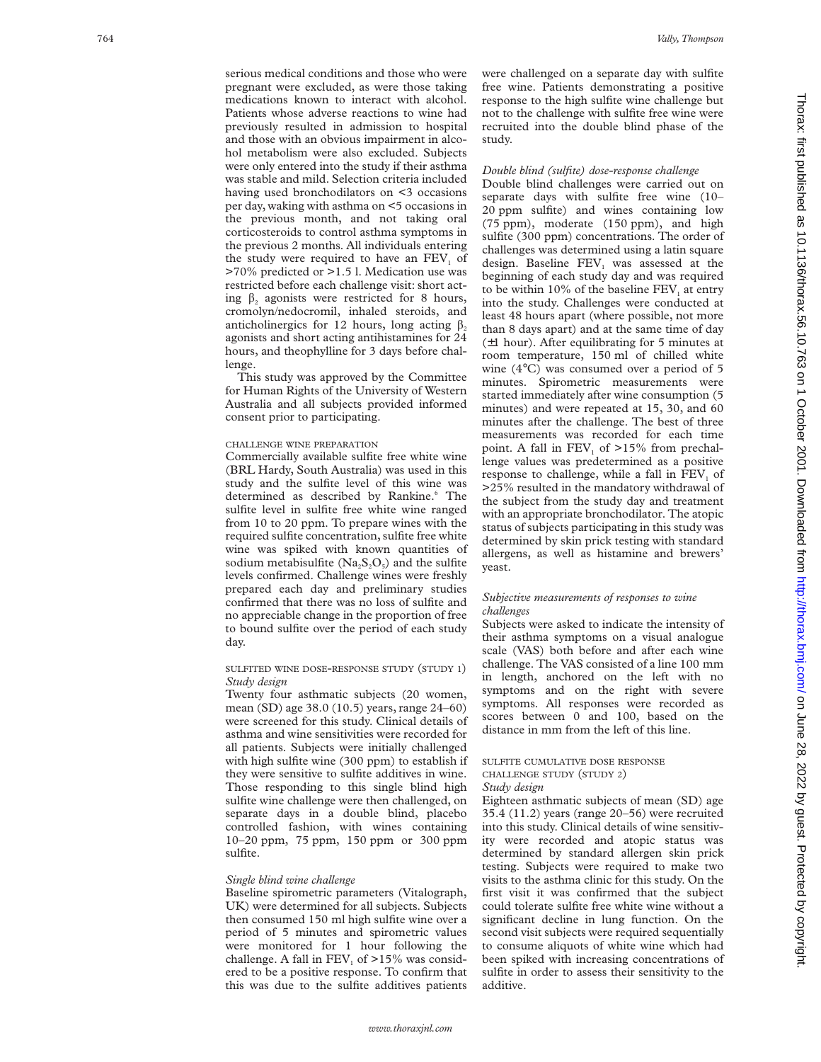serious medical conditions and those who were pregnant were excluded, as were those taking medications known to interact with alcohol. Patients whose adverse reactions to wine had previously resulted in admission to hospital and those with an obvious impairment in alcohol metabolism were also excluded. Subjects were only entered into the study if their asthma was stable and mild. Selection criteria included having used bronchodilators on <3 occasions per day, waking with asthma on <5 occasions in the previous month, and not taking oral corticosteroids to control asthma symptoms in the previous 2 months. All individuals entering the study were required to have an $FEV_1$ of >70% predicted or >1.5 l. Medication use was restricted before each challenge visit: short acting $\beta_2$ agonists were restricted for 8 hours, cromolyn/nedocromil, inhaled steroids, and anticholinergics for 12 hours, long acting $\beta_2$ agonists and short acting antihistamines for 24 hours, and theophylline for 3 days before challenge.

This study was approved by the Committee for Human Rights of the University of Western Australia and all subjects provided informed consent prior to participating.

### CHALLENGE WINE PREPARATION

Commercially available sulfite free white wine (BRL Hardy, South Australia) was used in this study and the sulfite level of this wine was determined as described by Rankine.[6] The sulfite level in sulfite free white wine ranged from 10 to 20 ppm. To prepare wines with the required sulfite concentration, sulfite free white wine was spiked with known quantities of sodium metabisulfite ($Na_2S_2O_5$) and the sulfite levels confirmed. Challenge wines were freshly prepared each day and preliminary studies confirmed that there was no loss of sulfite and no appreciable change in the proportion of free to bound sulfite over the period of each study day.

### SULFITED WINE DOSE-RESPONSE STUDY (STUDY 1)

#### *Study design*

Twenty four asthmatic subjects (20 women, mean (SD) age 38.0 (10.5) years, range 24–60) were screened for this study. Clinical details of asthma and wine sensitivities were recorded for all patients. Subjects were initially challenged with high sulfite wine (300 ppm) to establish if they were sensitive to sulfite additives in wine. Those responding to this single blind high sulfite wine challenge were then challenged, on separate days in a double blind, placebo controlled fashion, with wines containing 10–20 ppm, 75 ppm, 150 ppm or 300 ppm sulfite.

#### *Single blind wine challenge*

Baseline spirometric parameters (Vitalograph, UK) were determined for all subjects. Subjects then consumed 150 ml high sulfite wine over a period of 5 minutes and spirometric values were monitored for 1 hour following the challenge. A fall in $FEV_1$ of >15% was considered to be a positive response. To confirm that this was due to the sulfite additives patients were challenged on a separate day with sulfite free wine. Patients demonstrating a positive response to the high sulfite wine challenge but not to the challenge with sulfite free wine were recruited into the double blind phase of the study.

#### *Double blind (sulfite) dose-response challenge*

Double blind challenges were carried out on separate days with sulfite free wine (10–20 ppm sulfite) and wines containing low (75 ppm), moderate (150 ppm), and high sulfite (300 ppm) concentrations. The order of challenges was determined using a latin square design. Baseline $FEV_1$ was assessed at the beginning of each study day and was required to be within 10% of the baseline $FEV_1$ at entry into the study. Challenges were conducted at least 48 hours apart (where possible, not more than 8 days apart) and at the same time of day (±1 hour). After equilibrating for 5 minutes at room temperature, 150 ml of chilled white wine (4°C) was consumed over a period of 5 minutes. Spirometric measurements were started immediately after wine consumption (5 minutes) and were repeated at 15, 30, and 60 minutes after the challenge. The best of three measurements was recorded for each time point. A fall in $FEV_1$ of >15% from prechallenge values was predetermined as a positive response to challenge, while a fall in $FEV_1$ of >25% resulted in the mandatory withdrawal of the subject from the study day and treatment with an appropriate bronchodilator. The atopic status of subjects participating in this study was determined by skin prick testing with standard allergens, as well as histamine and brewers' yeast.

#### *Subjective measurements of responses to wine challenges*

Subjects were asked to indicate the intensity of their asthma symptoms on a visual analogue scale (VAS) both before and after each wine challenge. The VAS consisted of a line 100 mm in length, anchored on the left with no symptoms and on the right with severe symptoms. All responses were recorded as scores between 0 and 100, based on the distance in mm from the left of this line.

### SULFITE CUMULATIVE DOSE RESPONSE CHALLENGE STUDY (STUDY 2)

#### *Study design*

Eighteen asthmatic subjects of mean (SD) age 35.4 (11.2) years (range 20–56) were recruited into this study. Clinical details of wine sensitivity were recorded and atopic status was determined by standard allergen skin prick testing. Subjects were required to make two visits to the asthma clinic for this study. On the first visit it was confirmed that the subject could tolerate sulfite free white wine without a significant decline in lung function. On the second visit subjects were required sequentially to consume aliquots of white wine which had been spiked with increasing concentrations of sulfite in order to assess their sensitivity to the additive.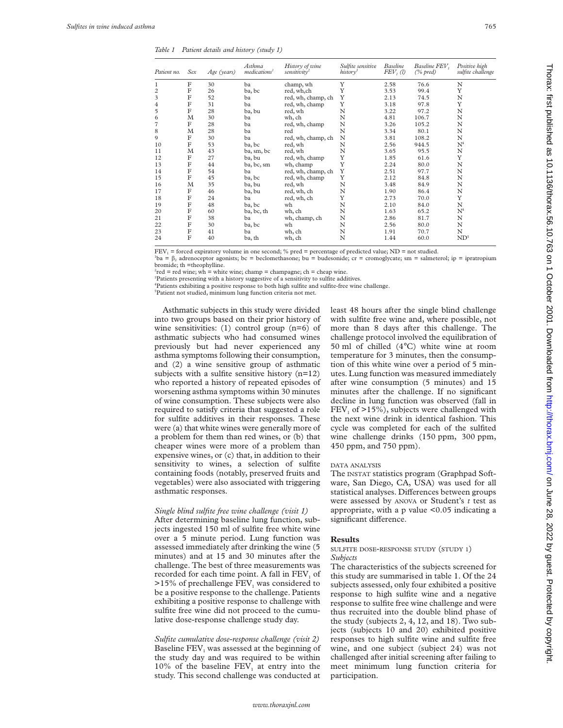*Table 1 Patient details and history (study 1)*

| Patient no. | Sex | Age (years) | Asthma medications[1] | History of wine sensitivity[2] | Sulfite sensitive history[3] | Baseline $FEV_1$ (l) | Baseline $FEV_1$ (% pred) | Positive high sulfite challenge |
|---|---|---|---|---|---|---|---|---|
| 1 | F | 30 | ba | champ, wh | Y | 2.58 | 76.6 | N |
| 2 | F | 26 | ba, bc | red, wh,ch | Y | 3.53 | 99.4 | Y |
| 3 | F | 52 | ba | red, wh, champ, ch | Y | 2.13 | 74.5 | N |
| 4 | F | 31 | ba | red, wh, champ | Y | 3.18 | 97.8 | Y |
| 5 | F | 28 | ba, bu | red, wh | N | 3.22 | 97.2 | N |
| 6 | M | 30 | ba | wh, ch | N | 4.81 | 106.7 | N |
| 7 | F | 28 | ba | red, wh, champ | N | 3.26 | 105.2 | N |
| 8 | M | 28 | ba | red | N | 3.34 | 80.1 | N |
| 9 | F | 30 | ba | red, wh, champ, ch | N | 3.81 | 108.2 | N |
| 10 | F | 53 | ba, bc | red, wh | N | 2.56 | 944.5 | N[4] |
| 11 | M | 43 | ba, sm, bc | red, wh | N | 3.65 | 95.5 | N |
| 12 | F | 27 | ba, bu | red, wh, champ | Y | 1.85 | 61.6 | Y |
| 13 | F | 44 | ba, bc, sm | wh, champ | Y | 2.24 | 80.0 | N |
| 14 | F | 54 | ba | red, wh, champ, ch | Y | 2.51 | 97.7 | N |
| 15 | F | 45 | ba, bc | red, wh, champ | Y | 2.12 | 84.8 | N |
| 16 | M | 35 | ba, bu | red, wh | N | 3.48 | 84.9 | N |
| 17 | F | 46 | ba, bu | red, wh, ch | N | 1.90 | 86.4 | N |
| 18 | F | 24 | ba | red, wh, ch | Y | 2.73 | 70.0 | Y |
| 19 | F | 48 | ba, bc | wh | N | 2.10 | 84.0 | N |
| 20 | F | 60 | ba, bc, th | wh, ch | N | 1.63 | 65.2 | N[4] |
| 21 | F | 38 | ba | wh, champ, ch | N | 2.86 | 81.7 | N |
| 22 | F | 30 | ba, bc | wh | N | 2.56 | 80.0 | N |
| 23 | F | 41 | ba | wh, ch | N | 1.91 | 70.7 | N |
| 24 | F | 40 | ba, th | wh, ch | N | 1.44 | 60.0 | ND[5] |

$FEV_1$ = forced expiratory volume in one second; % pred = percentage of predicted value; ND = not studied.
[1]ba = $\beta_2$ adrenoceptor agonists; bc = beclomethasone; bu = budesonide; cr = cromoglycate; sm = salmeterol; ip = ipratropium bromide; th =theophylline.
[2]red = red wine; wh = white wine; champ = champagne; ch = cheap wine.
[3]Patients presenting with a history suggestive of a sensitivity to sulfite additives.
[4]Patients exhibiting a positive response to both high sulfite and sulfite-free wine challenge.
[5]Patient not studied, minimum lung function criteria not met.

Asthmatic subjects in this study were divided into two groups based on their prior history of wine sensitivities: (1) control group (n=6) of asthmatic subjects who had consumed wines previously but had never experienced any asthma symptoms following their consumption, and (2) a wine sensitive group of asthmatic subjects with a sulfite sensitive history (n=12) who reported a history of repeated episodes of worsening asthma symptoms within 30 minutes of wine consumption. These subjects were also required to satisfy criteria that suggested a role for sulfite additives in their responses. These were (a) that white wines were generally more of a problem for them than red wines, or (b) that cheaper wines were more of a problem than expensive wines, or (c) that, in addition to their sensitivity to wines, a selection of sulfite containing foods (notably, preserved fruits and vegetables) were also associated with triggering asthmatic responses.

*Single blind sulfite free wine challenge (visit 1)*

After determining baseline lung function, subjects ingested 150 ml of sulfite free white wine over a 5 minute period. Lung function was assessed immediately after drinking the wine (5 minutes) and at 15 and 30 minutes after the challenge. The best of three measurements was recorded for each time point. A fall in $FEV_1$ of >15% of prechallenge $FEV_1$ was considered to be a positive response to the challenge. Patients exhibiting a positive response to challenge with sulfite free wine did not proceed to the cumulative dose-response challenge study day.

*Sulfite cumulative dose-response challenge (visit 2)*

Baseline $FEV_1$ was assessed at the beginning of the study day and was required to be within 10% of the baseline $FEV_1$ at entry into the study. This second challenge was conducted at least 48 hours after the single blind challenge with sulfite free wine and, where possible, not more than 8 days after this challenge. The challenge protocol involved the equilibration of 50 ml of chilled (4°C) white wine at room temperature for 3 minutes, then the consumption of this white wine over a period of 5 minutes. Lung function was measured immediately after wine consumption (5 minutes) and 15 minutes after the challenge. If no significant decline in lung function was observed (fall in $FEV_1$ of >15%), subjects were challenged with the next wine drink in identical fashion. This cycle was completed for each of the sulfited wine challenge drinks (150 ppm, 300 ppm, 450 ppm, and 750 ppm).

DATA ANALYSIS

The INSTAT statistics program (Graphpad Software, San Diego, CA, USA) was used for all statistical analyses. Differences between groups were assessed by ANOVA or Student's *t* test as appropriate, with a p value $<0.05$ indicating a significant difference.

## Results

SULFITE DOSE-RESPONSE STUDY (STUDY 1)

*Subjects*

The characteristics of the subjects screened for this study are summarised in table 1. Of the 24 subjects assessed, only four exhibited a positive response to high sulfite wine and a negative response to sulfite free wine challenge and were thus recruited into the double blind phase of the study (subjects 2, 4, 12, and 18). Two subjects (subjects 10 and 20) exhibited positive responses to high sulfite wine and sulfite free wine, and one subject (subject 24) was not challenged after initial screening after failing to meet minimum lung function criteria for participation.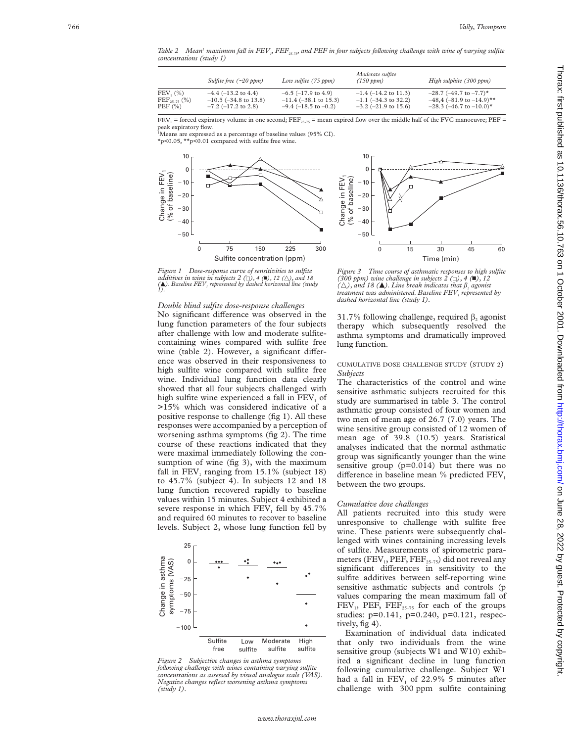Table 2 *Mean[1] maximum fall in $FEV_1$, $FEF_{25-75}$, and PEF in four subjects following challenge with wine of varying sulfite concentrations (study 1)*

| | Sulfite free (~20 ppm) | Low sulfite (75 ppm) | Moderate sulfite (150 ppm) | High sulphite (300 ppm) |
|---|---|---|---|---|
| $FEV_1$ (%) | −4.4 (−13.2 to 4.4) | −6.5 (−17.9 to 4.9) | −1.4 (−14.2 to 11.3) | −28.7 (−49.7 to −7.7)* |
| $FEF_{25-75}$ (%) | −10.5 (−34.8 to 13.8) | −11.4 (−38.1 to 15.3) | −1.1 (−34.3 to 32.2) | −48,4 (−81.9 to −14.9)** |
| PEF (%) | −7.2 (−17.2 to 2.8) | −9.4 (−18.5 to −0.2) | −3.2 (−21.9 to 15.6) | −28.3 (−46.7 to −10.0)* |

$FEV_1$ = forced expiratory volume in one second; $FEF_{25-75}$ = mean expired flow over the middle half of the FVC manoeuvre; PEF = peak expiratory flow.
[1]Means are expressed as a percentage of baseline values (95% CI).
*p<0.05, **p<0.01 compared with sulfite free wine.

*Figure 1 Dose-response curve of sensitivities to sulfite additives in wine in subjects 2 (□), 4 (■), 12 (△), and 18 (▲). Baseline $FEV_1$ represented by dashed horizontal line (study 1).*

*Figure 3 Time course of asthmatic responses to high sulfite (300 ppm) wine challenge in subjects 2 (□), 4 (■), 12 (△), and 18 (▲). Line break indicates that $\beta_2$ agonist treatment was administered. Baseline $FEV_1$ represented by dashed horizontal line (study 1).*

*Double blind sulfite dose-response challenges*

No significant difference was observed in the lung function parameters of the four subjects after challenge with low and moderate sulfite-containing wines compared with sulfite free wine (table 2). However, a significant difference was observed in their responsiveness to high sulfite wine compared with sulfite free wine. Individual lung function data clearly showed that all four subjects challenged with high sulfite wine experienced a fall in $FEV_1$ of >15% which was considered indicative of a positive response to challenge (fig 1). All these responses were accompanied by a perception of worsening asthma symptoms (fig 2). The time course of these reactions indicated that they were maximal immediately following the consumption of wine (fig 3), with the maximum fall in $FEV_1$ ranging from 15.1% (subject 18) to 45.7% (subject 4). In subjects 12 and 18 lung function recovered rapidly to baseline values within 15 minutes. Subject 4 exhibited a severe response in which $FEV_1$ fell by 45.7% and required 60 minutes to recover to baseline levels. Subject 2, whose lung function fell by 31.7% following challenge, required $\beta_2$ agonist therapy which subsequently resolved the asthma symptoms and dramatically improved lung function.

*Figure 2 Subjective changes in asthma symptoms following challenge with wines containing varying sulfite concentrations as assessed by visual analogue scale (VAS). Negative changes reflect worsening asthma symptoms (study 1).*

## CUMULATIVE DOSE CHALLENGE STUDY (STUDY 2)

*Subjects*

The characteristics of the control and wine sensitive asthmatic subjects recruited for this study are summarised in table 3. The control asthmatic group consisted of four women and two men of mean age of 26.7 (7.0) years. The wine sensitive group consisted of 12 women of mean age of 39.8 (10.5) years. Statistical analyses indicated that the normal asthmatic group was significantly younger than the wine sensitive group (p=0.014) but there was no difference in baseline mean % predicted $FEV_1$ between the two groups.

*Cumulative dose challenges*

All patients recruited into this study were unresponsive to challenge with sulfite free wine. These patients were subsequently challenged with wines containing increasing levels of sulfite. Measurements of spirometric parameters ($FEV_1$, PEF, $FEF_{25-75}$) did not reveal any significant differences in sensitivity to the sulfite additives between self-reporting wine sensitive asthmatic subjects and controls (p values comparing the mean maximum fall of $FEV_1$, PEF, $FEF_{25-75}$ for each of the groups studies: p=0.141, p=0.240, p=0.121, respectively, fig 4).

Examination of individual data indicated that only two individuals from the wine sensitive group (subjects W1 and W10) exhibited a significant decline in lung function following cumulative challenge. Subject W1 had a fall in $FEV_1$ of 22.9% 5 minutes after challenge with 300 ppm sulfite containing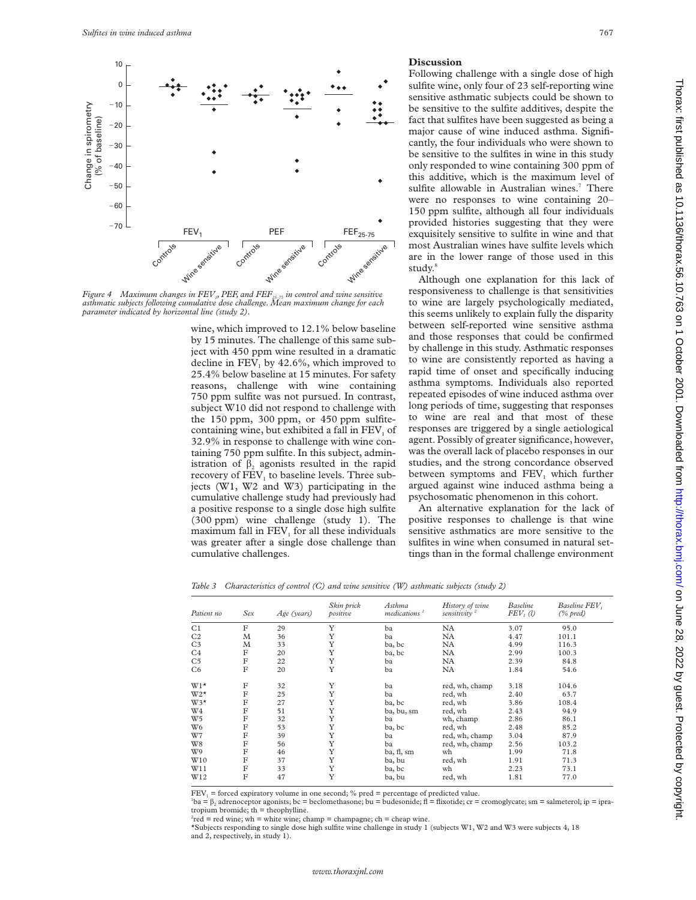*Figure 4 Maximum changes in $FEV_1$, PEF, and $FEF_{25-75}$ in control and wine sensitive asthmatic subjects following cumulative dose challenge. Mean maximum change for each parameter indicated by horizontal line (study 2).*

wine, which improved to 12.1% below baseline by 15 minutes. The challenge of this same subject with 450 ppm wine resulted in a dramatic decline in $FEV_1$ by 42.6%, which improved to 25.4% below baseline at 15 minutes. For safety reasons, challenge with wine containing 750 ppm sulfite was not pursued. In contrast, subject W10 did not respond to challenge with the 150 ppm, 300 ppm, or 450 ppm sulfite-containing wine, but exhibited a fall in $FEV_1$ of 32.9% in response to challenge with wine containing 750 ppm sulfite. In this subject, administration of $\beta_2$ agonists resulted in the rapid recovery of $FEV_1$ to baseline levels. Three subjects (W1, W2 and W3) participating in the cumulative challenge study had previously had a positive response to a single dose high sulfite (300 ppm) wine challenge (study 1). The maximum fall in $FEV_1$ for all these individuals was greater after a single dose challenge than cumulative challenges.

## Discussion

Following challenge with a single dose of high sulfite wine, only four of 23 self-reporting wine sensitive asthmatic subjects could be shown to be sensitive to the sulfite additives, despite the fact that sulfites have been suggested as being a major cause of wine induced asthma. Significantly, the four individuals who were shown to be sensitive to the sulfites in wine in this study only responded to wine containing 300 ppm of this additive, which is the maximum level of sulfite allowable in Australian wines.[7] There were no responses to wine containing 20–150 ppm sulfite, although all four individuals provided histories suggesting that they were exquisitely sensitive to sulfite in wine and that most Australian wines have sulfite levels which are in the lower range of those used in this study.[8]

Although one explanation for this lack of responsiveness to challenge is that sensitivities to wine are largely psychologically mediated, this seems unlikely to explain fully the disparity between self-reported wine sensitive asthma and those responses that could be confirmed by challenge in this study. Asthmatic responses to wine are consistently reported as having a rapid time of onset and specifically inducing asthma symptoms. Individuals also reported repeated episodes of wine induced asthma over long periods of time, suggesting that responses to wine are real and that most of these responses are triggered by a single aetiological agent. Possibly of greater significance, however, was the overall lack of placebo responses in our studies, and the strong concordance observed between symptoms and $FEV_1$ which further argued against wine induced asthma being a psychosomatic phenomenon in this cohort.

An alternative explanation for the lack of positive responses to challenge is that wine sensitive asthmatics are more sensitive to the sulfites in wine when consumed in natural settings than in the formal challenge environment

*Table 3 Characteristics of control (C) and wine sensitive (W) asthmatic subjects (study 2)*

| Patient no | Sex | Age (years) | Skin prick positive | Asthma medications [1] | History of wine sensitivity [2] | Baseline $FEV_1$ (l) | Baseline $FEV_1$ (% pred) |
|---|---|---|---|---|---|---|---|
| C1 | F | 29 | Y | ba | NA | 3.07 | 95.0 |
| C2 | M | 36 | Y | ba | NA | 4.47 | 101.1 |
| C3 | M | 33 | Y | ba, bc | NA | 4.99 | 116.3 |
| C4 | F | 20 | Y | ba, bc | NA | 2.99 | 100.3 |
| C5 | F | 22 | Y | ba | NA | 2.39 | 84.8 |
| C6 | F | 20 | Y | ba | NA | 1.84 | 54.6 |
| W1* | F | 32 | Y | ba | red, wh, champ | 3.18 | 104.6 |
| W2* | F | 25 | Y | ba | red, wh | 2.40 | 63.7 |
| W3* | F | 27 | Y | ba, bc | red, wh | 3.86 | 108.4 |
| W4 | F | 51 | Y | ba, bu, sm | red, wh | 2.43 | 94.9 |
| W5 | F | 32 | Y | ba | wh, champ | 2.86 | 86.1 |
| W6 | F | 53 | Y | ba, bc | red, wh | 2.48 | 85.2 |
| W7 | F | 39 | Y | ba | red, wh, champ | 3.04 | 87.9 |
| W8 | F | 56 | Y | ba | red, wh, champ | 2.56 | 103.2 |
| W9 | F | 46 | Y | ba, fl, sm | wh | 1.99 | 71.8 |
| W10 | F | 37 | Y | ba, bu | red, wh | 1.91 | 71.3 |
| W11 | F | 33 | Y | ba, bc | wh | 2.23 | 73.1 |
| W12 | F | 47 | Y | ba, bu | red, wh | 1.81 | 77.0 |

$FEV_1$ = forced expiratory volume in one second; % pred = percentage of predicted value.
[1]ba = $\beta_2$ adrenoceptor agonists; bc = beclomethasone; bu = budesonide; fl = flixotide; cr = cromoglycate; sm = salmeterol; ip = ipratropium bromide; th = theophylline.
[2]red = red wine; wh = white wine; champ = champagne; ch = cheap wine.
*Subjects responding to single dose high sulfite wine challenge in study 1 (subjects W1, W2 and W3 were subjects 4, 18 and 2, respectively, in study 1).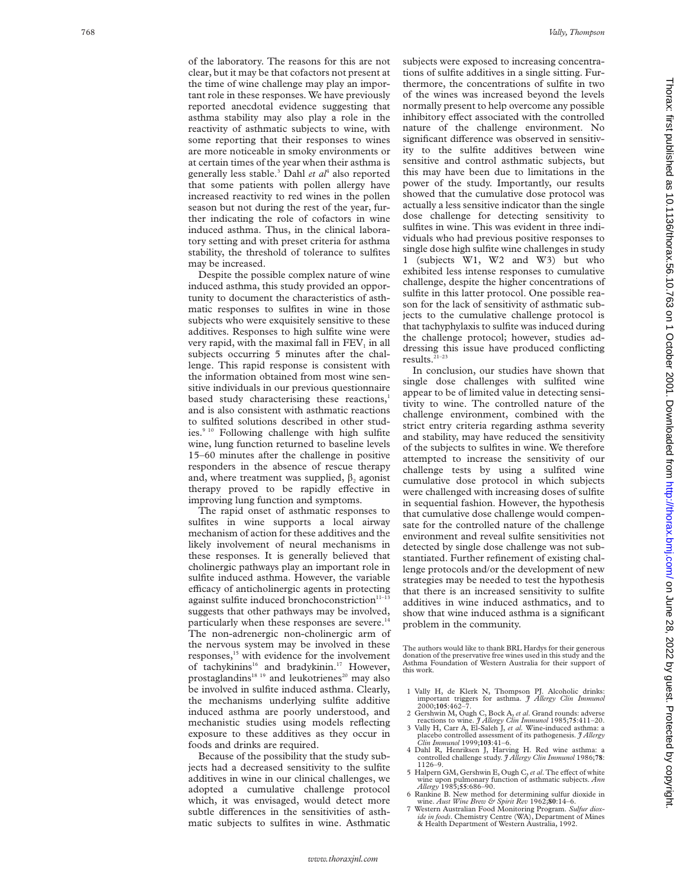of the laboratory. The reasons for this are not clear, but it may be that cofactors not present at the time of wine challenge may play an important role in these responses. We have previously reported anecdotal evidence suggesting that asthma stability may also play a role in the reactivity of asthmatic subjects to wine, with some reporting that their responses to wines are more noticeable in smoky environments or at certain times of the year when their asthma is generally less stable.[3] Dahl *et al*[4] also reported that some patients with pollen allergy have increased reactivity to red wines in the pollen season but not during the rest of the year, further indicating the role of cofactors in wine induced asthma. Thus, in the clinical laboratory setting and with preset criteria for asthma stability, the threshold of tolerance to sulfites may be increased.

Despite the possible complex nature of wine induced asthma, this study provided an opportunity to document the characteristics of asthmatic responses to sulfites in wine in those subjects who were exquisitely sensitive to these additives. Responses to high sulfite wine were very rapid, with the maximal fall in $FEV_1$ in all subjects occurring 5 minutes after the challenge. This rapid response is consistent with the information obtained from most wine sensitive individuals in our previous questionnaire based study characterising these reactions,[1] and is also consistent with asthmatic reactions to sulfited solutions described in other studies.[9 10] Following challenge with high sulfite wine, lung function returned to baseline levels 15–60 minutes after the challenge in positive responders in the absence of rescue therapy and, where treatment was supplied, $\beta_2$ agonist therapy proved to be rapidly effective in improving lung function and symptoms.

The rapid onset of asthmatic responses to sulfites in wine supports a local airway mechanism of action for these additives and the likely involvement of neural mechanisms in these responses. It is generally believed that cholinergic pathways play an important role in sulfite induced asthma. However, the variable efficacy of anticholinergic agents in protecting against sulfite induced bronchoconstriction[11–13] suggests that other pathways may be involved, particularly when these responses are severe.[14] The non-adrenergic non-cholinergic arm of the nervous system may be involved in these responses,[15] with evidence for the involvement of tachykinins[16] and bradykinin.[17] However, prostaglandins[18 19] and leukotrienes[20] may also be involved in sulfite induced asthma. Clearly, the mechanisms underlying sulfite additive induced asthma are poorly understood, and mechanistic studies using models reflecting exposure to these additives as they occur in foods and drinks are required.

Because of the possibility that the study subjects had a decreased sensitivity to the sulfite additives in wine in our clinical challenges, we adopted a cumulative challenge protocol which, it was envisaged, would detect more subtle differences in the sensitivities of asthmatic subjects to sulfites in wine. Asthmatic subjects were exposed to increasing concentrations of sulfite additives in a single sitting. Furthermore, the concentrations of sulfite in two of the wines was increased beyond the levels normally present to help overcome any possible inhibitory effect associated with the controlled nature of the challenge environment. No significant difference was observed in sensitivity to the sulfite additives between wine sensitive and control asthmatic subjects, but this may have been due to limitations in the power of the study. Importantly, our results showed that the cumulative dose protocol was actually a less sensitive indicator than the single dose challenge for detecting sensitivity to sulfites in wine. This was evident in three individuals who had previous positive responses to single dose high sulfite wine challenges in study 1 (subjects W1, W2 and W3) but who exhibited less intense responses to cumulative challenge, despite the higher concentrations of sulfite in this latter protocol. One possible reason for the lack of sensitivity of asthmatic subjects to the cumulative challenge protocol is that tachyphylaxis to sulfite was induced during the challenge protocol; however, studies addressing this issue have produced conflicting results.[21–23]

In conclusion, our studies have shown that single dose challenges with sulfited wine appear to be of limited value in detecting sensitivity to wine. The controlled nature of the challenge environment, combined with the strict entry criteria regarding asthma severity and stability, may have reduced the sensitivity of the subjects to sulfites in wine. We therefore attempted to increase the sensitivity of our challenge tests by using a sulfited wine cumulative dose protocol in which subjects were challenged with increasing doses of sulfite in sequential fashion. However, the hypothesis that cumulative dose challenge would compensate for the controlled nature of the challenge environment and reveal sulfite sensitivities not detected by single dose challenge was not substantiated. Further refinement of existing challenge protocols and/or the development of new strategies may be needed to test the hypothesis that there is an increased sensitivity to sulfite additives in wine induced asthmatics, and to show that wine induced asthma is a significant problem in the community.

The authors would like to thank BRL Hardys for their generous donation of the preservative free wines used in this study and the Asthma Foundation of Western Australia for their support of this work.

1 Vally H, de Klerk N, Thompson PJ. Alcoholic drinks: important triggers for asthma. *J Allergy Clin Immunol* 2000;**105**:462–7.
2 Gershwin M, Ough C, Bock A, *et al*. Grand rounds: adverse reactions to wine. *J Allergy Clin Immunol* 1985;**75**:411–20.
3 Vally H, Carr A, El-Saleh J, *et al*. Wine-induced asthma: a placebo controlled assessment of its pathogenesis. *J Allergy Clin Immunol* 1999;**103**:41–6.
4 Dahl R, Henriksen J, Harving H. Red wine asthma: a controlled challenge study. *J Allergy Clin Immunol* 1986;**78**: 1126–9.
5 Halpern GM, Gershwin E, Ough C, *et al*. The effect of white wine upon pulmonary function of asthmatic subjects. *Ann Allergy* 1985;**55**:686–90.
6 Rankine B. New method for determining sulfur dioxide in wine. *Aust Wine Brew & Spirit Rev* 1962;**80**:14–6.
7 Western Australian Food Monitoring Program. *Sulfur dioxide in foods*. Chemistry Centre (WA), Department of Mines & Health Department of Western Australia, 1992.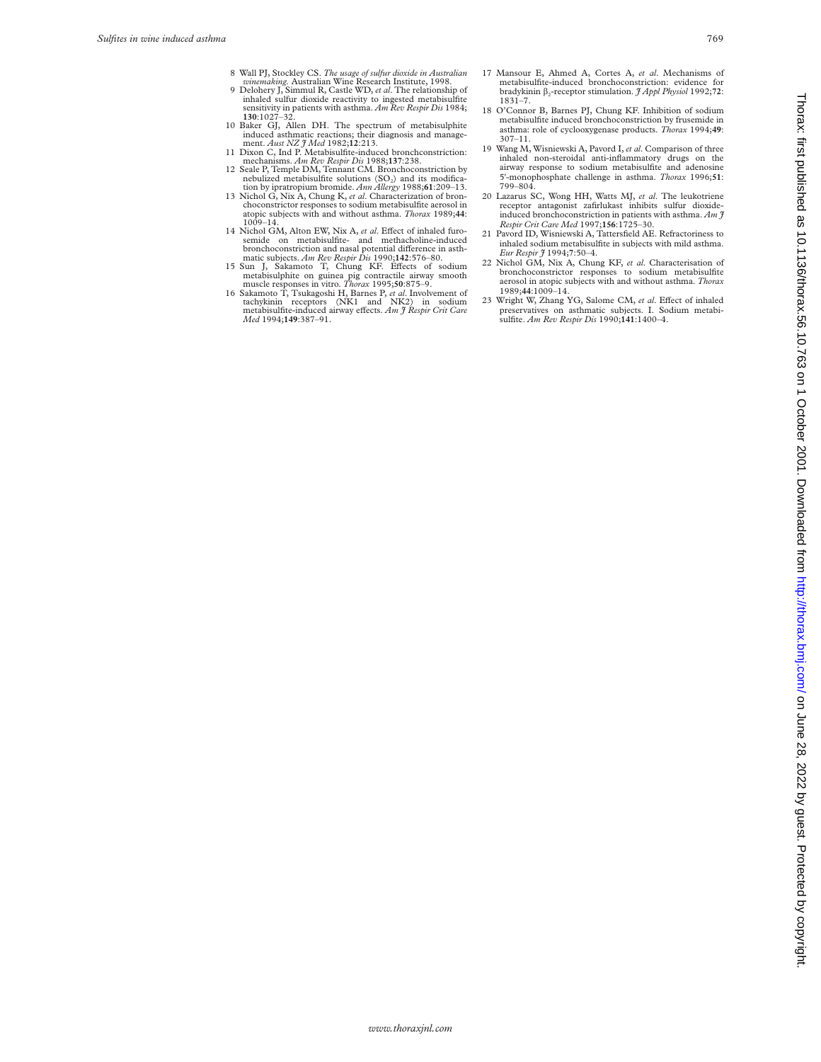8 Wall PJ, Stockley CS. *The usage of sulfur dioxide in Australian winemaking.* Australian Wine Research Institute, 1998.

9 Delohery J, Simmul R, Castle WD, *et al*. The relationship of inhaled sulfur dioxide reactivity to ingested metabisulfite sensitivity in patients with asthma. *Am Rev Respir Dis* 1984; **130**:1027–32.

10 Baker GJ, Allen DH. The spectrum of metabisulphite induced asthmatic reactions; their diagnosis and management. *Aust NZ J Med* 1982;**12**:213.

11 Dixon C, Ind P. Metabisulfite-induced bronchconstriction: mechanisms. *Am Rev Respir Dis* 1988;**137**:238.

12 Seale P, Temple DM, Tennant CM. Bronchoconstriction by nebulized metabisulfite solutions ($SO_2$) and its modification by ipratropium bromide. *Ann Allergy* 1988;**61**:209–13.

13 Nichol G, Nix A, Chung K, *et al*. Characterization of bronchoconstrictor responses to sodium metabisulfite aerosol in atopic subjects with and without asthma. *Thorax* 1989;**44**: 1009–14.

14 Nichol GM, Alton EW, Nix A, *et al*. Effect of inhaled furosemide on metabisulfite- and methacholine-induced bronchoconstriction and nasal potential difference in asthmatic subjects. *Am Rev Respir Dis* 1990;**142**:576–80.

15 Sun J, Sakamoto T, Chung KF. Effects of sodium metabisulphite on guinea pig contractile airway smooth muscle responses in vitro. *Thorax* 1995;**50**:875–9.

16 Sakamoto T, Tsukagoshi H, Barnes P, *et al*. Involvement of tachykinin receptors (NK1 and NK2) in sodium metabisulfite-induced airway effects. *Am J Respir Crit Care Med* 1994;**149**:387–91.

17 Mansour E, Ahmed A, Cortes A, *et al*. Mechanisms of metabisulfite-induced bronchoconstriction: evidence for bradykinin $\beta_2$-receptor stimulation. *J Appl Physiol* 1992;**72**: 1831–7.

18 O'Connor B, Barnes PJ, Chung KF. Inhibition of sodium metabisulfite induced bronchoconstriction by frusemide in asthma: role of cyclooxygenase products. *Thorax* 1994;**49**: 307–11.

19 Wang M, Wisniewski A, Pavord I, *et al*. Comparison of three inhaled non-steroidal anti-inflammatory drugs on the airway response to sodium metabisulfite and adenosine 5'-monophosphate challenge in asthma. *Thorax* 1996;**51**: 799–804.

20 Lazarus SC, Wong HH, Watts MJ, *et al*. The leukotriene receptor antagonist zafirlukast inhibits sulfur dioxide-induced bronchoconstriction in patients with asthma. *Am J Respir Crit Care Med* 1997;**156**:1725–30.

21 Pavord ID, Wisniewski A, Tattersfield AE. Refractoriness to inhaled sodium metabisulfite in subjects with mild asthma. *Eur Respir J* 1994;**7**:50–4.

22 Nichol GM, Nix A, Chung KF, *et al.* Characterisation of bronchoconstrictor responses to sodium metabisulfite aerosol in atopic subjects with and without asthma. *Thorax* 1989;**44**:1009–14.

23 Wright W, Zhang YG, Salome CM, *et al*. Effect of inhaled preservatives on asthmatic subjects. I. Sodium metabisulfite. *Am Rev Respir Dis* 1990;**141**:1400–4.